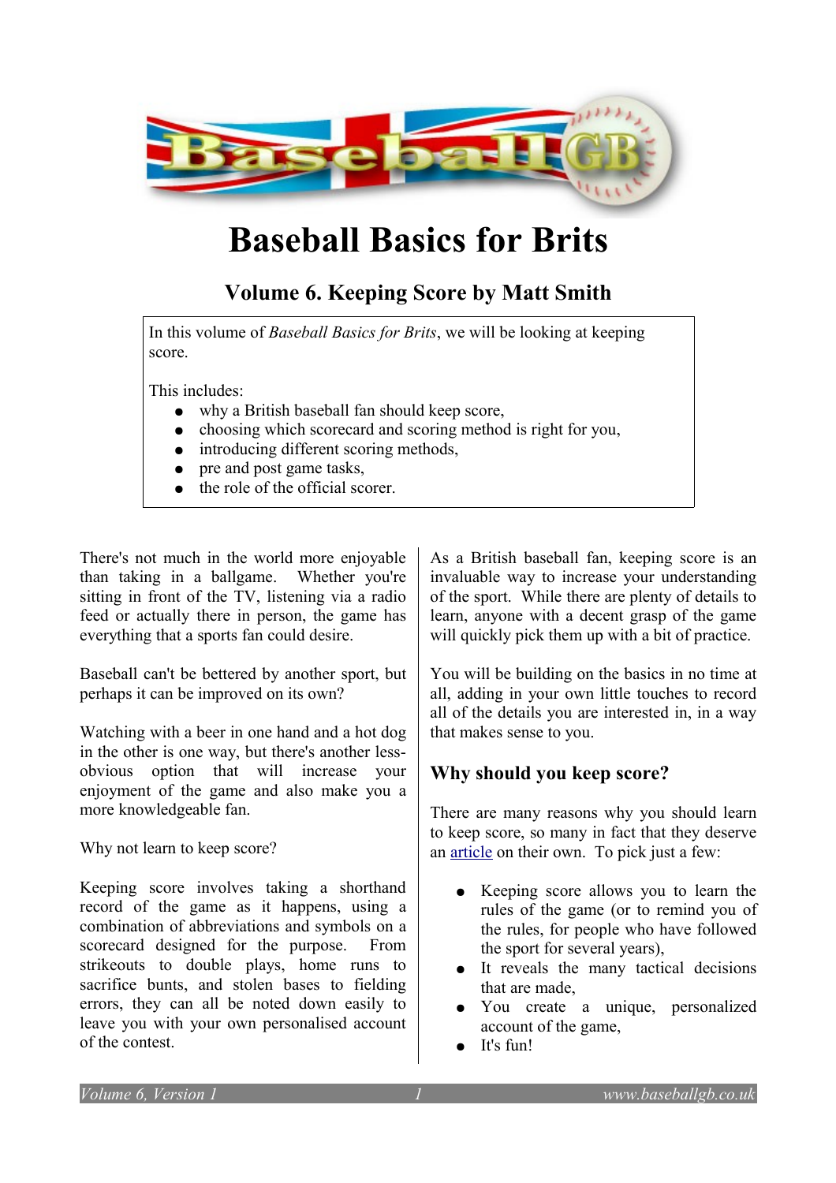# Baseball Basics for Brits

## Volume 6. Keeping Score by Matt Smith

In this volume of *Baseball Basics for Brits*, we will be looking at keeping score.

This includes:

- why a British baseball fan should keep score,
- choosing which scorecard and scoring method is right for you,
- introducing different scoring methods,
- pre and post game tasks,
- the role of the official scorer.

There's not much in the world more enjoyable than taking in a ballgame. Whether you're sitting in front of the TV, listening via a radio feed or actually there in person, the game has everything that a sports fan could desire.

Baseball can't be bettered by another sport, but perhaps it can be improved on its own?

Watching with a beer in one hand and a hot dog in the other is one way, but there's another less-obvious option that will increase your enjoyment of the game and also make you a more knowledgeable fan.

Why not learn to keep score?

Keeping score involves taking a shorthand record of the game as it happens, using a combination of abbreviations and symbols on a scorecard designed for the purpose. From strikeouts to double plays, home runs to sacrifice bunts, and stolen bases to fielding errors, they can all be noted down easily to leave you with your own personalised account of the contest.

As a British baseball fan, keeping score is an invaluable way to increase your understanding of the sport. While there are plenty of details to learn, anyone with a decent grasp of the game will quickly pick them up with a bit of practice.

You will be building on the basics in no time at all, adding in your own little touches to record all of the details you are interested in, in a way that makes sense to you.

### Why should you keep score?

There are many reasons why you should learn to keep score, so many in fact that they deserve an article on their own. To pick just a few:

- Keeping score allows you to learn the rules of the game (or to remind you of the rules, for people who have followed the sport for several years),
- It reveals the many tactical decisions that are made,
- You create a unique, personalized account of the game,
- It's fun!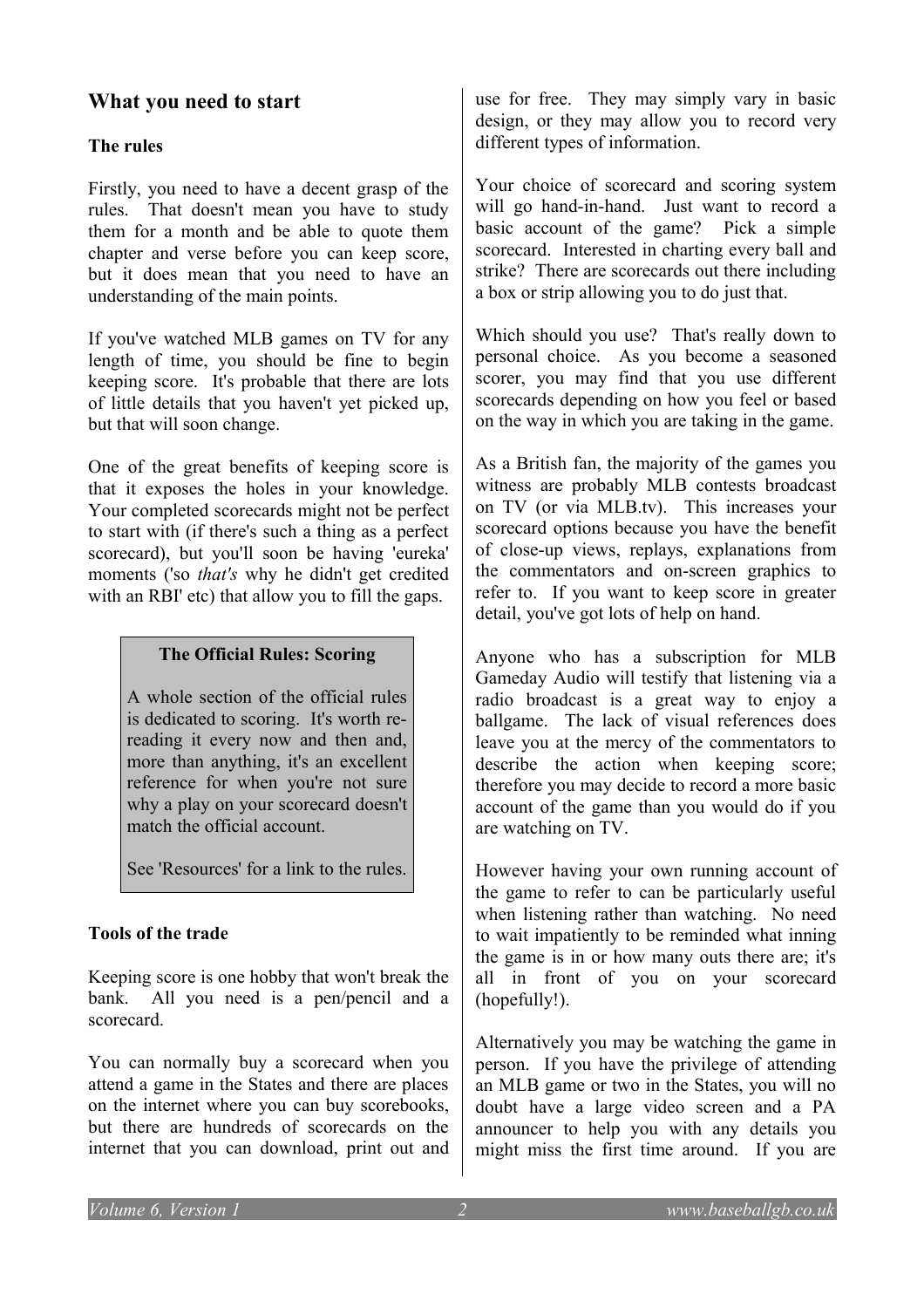## What you need to start

### The rules

Firstly, you need to have a decent grasp of the rules. That doesn't mean you have to study them for a month and be able to quote them chapter and verse before you can keep score, but it does mean that you need to have an understanding of the main points.

If you've watched MLB games on TV for any length of time, you should be fine to begin keeping score. It's probable that there are lots of little details that you haven't yet picked up, but that will soon change.

One of the great benefits of keeping score is that it exposes the holes in your knowledge. Your completed scorecards might not be perfect to start with (if there's such a thing as a perfect scorecard), but you'll soon be having 'eureka' moments ('so *that's* why he didn't get credited with an RBI' etc) that allow you to fill the gaps.

> **The Official Rules: Scoring**
>
> A whole section of the official rules is dedicated to scoring. It's worth re-reading it every now and then and, more than anything, it's an excellent reference for when you're not sure why a play on your scorecard doesn't match the official account.
>
> See 'Resources' for a link to the rules.

### Tools of the trade

Keeping score is one hobby that won't break the bank. All you need is a pen/pencil and a scorecard.

You can normally buy a scorecard when you attend a game in the States and there are places on the internet where you can buy scorebooks, but there are hundreds of scorecards on the internet that you can download, print out and use for free. They may simply vary in basic design, or they may allow you to record very different types of information.

Your choice of scorecard and scoring system will go hand-in-hand. Just want to record a basic account of the game? Pick a simple scorecard. Interested in charting every ball and strike? There are scorecards out there including a box or strip allowing you to do just that.

Which should you use? That's really down to personal choice. As you become a seasoned scorer, you may find that you use different scorecards depending on how you feel or based on the way in which you are taking in the game.

As a British fan, the majority of the games you witness are probably MLB contests broadcast on TV (or via MLB.tv). This increases your scorecard options because you have the benefit of close-up views, replays, explanations from the commentators and on-screen graphics to refer to. If you want to keep score in greater detail, you've got lots of help on hand.

Anyone who has a subscription for MLB Gameday Audio will testify that listening via a radio broadcast is a great way to enjoy a ballgame. The lack of visual references does leave you at the mercy of the commentators to describe the action when keeping score; therefore you may decide to record a more basic account of the game than you would do if you are watching on TV.

However having your own running account of the game to refer to can be particularly useful when listening rather than watching. No need to wait impatiently to be reminded what inning the game is in or how many outs there are; it's all in front of you on your scorecard (hopefully!).

Alternatively you may be watching the game in person. If you have the privilege of attending an MLB game or two in the States, you will no doubt have a large video screen and a PA announcer to help you with any details you might miss the first time around. If you are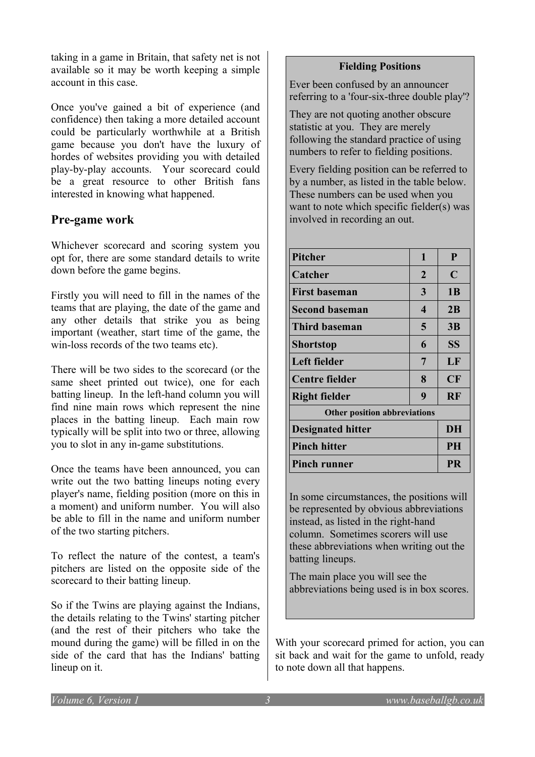taking in a game in Britain, that safety net is not available so it may be worth keeping a simple account in this case.

Once you've gained a bit of experience (and confidence) then taking a more detailed account could be particularly worthwhile at a British game because you don't have the luxury of hordes of websites providing you with detailed play-by-play accounts. Your scorecard could be a great resource to other British fans interested in knowing what happened.

## Pre-game work

Whichever scorecard and scoring system you opt for, there are some standard details to write down before the game begins.

Firstly you will need to fill in the names of the teams that are playing, the date of the game and any other details that strike you as being important (weather, start time of the game, the win-loss records of the two teams etc).

There will be two sides to the scorecard (or the same sheet printed out twice), one for each batting lineup. In the left-hand column you will find nine main rows which represent the nine places in the batting lineup. Each main row typically will be split into two or three, allowing you to slot in any in-game substitutions.

Once the teams have been announced, you can write out the two batting lineups noting every player's name, fielding position (more on this in a moment) and uniform number. You will also be able to fill in the name and uniform number of the two starting pitchers.

To reflect the nature of the contest, a team's pitchers are listed on the opposite side of the scorecard to their batting lineup.

So if the Twins are playing against the Indians, the details relating to the Twins' starting pitcher (and the rest of their pitchers who take the mound during the game) will be filled in on the side of the card that has the Indians' batting lineup on it.

**Fielding Positions**

Ever been confused by an announcer referring to a 'four-six-three double play'?

They are not quoting another obscure statistic at you. They are merely following the standard practice of using numbers to refer to fielding positions.

Every fielding position can be referred to by a number, as listed in the table below. These numbers can be used when you want to note which specific fielder(s) was involved in recording an out.

| | | |
|---|---|---|
| **Pitcher** | **1** | **P** |
| **Catcher** | **2** | **C** |
| **First baseman** | **3** | **1B** |
| **Second baseman** | **4** | **2B** |
| **Third baseman** | **5** | **3B** |
| **Shortstop** | **6** | **SS** |
| **Left fielder** | **7** | **LF** |
| **Centre fielder** | **8** | **CF** |
| **Right fielder** | **9** | **RF** |
| **Other position abbreviations** | | |
| **Designated hitter** | | **DH** |
| **Pinch hitter** | | **PH** |
| **Pinch runner** | | **PR** |

In some circumstances, the positions will be represented by obvious abbreviations instead, as listed in the right-hand column. Sometimes scorers will use these abbreviations when writing out the batting lineups.

The main place you will see the abbreviations being used is in box scores.

With your scorecard primed for action, you can sit back and wait for the game to unfold, ready to note down all that happens.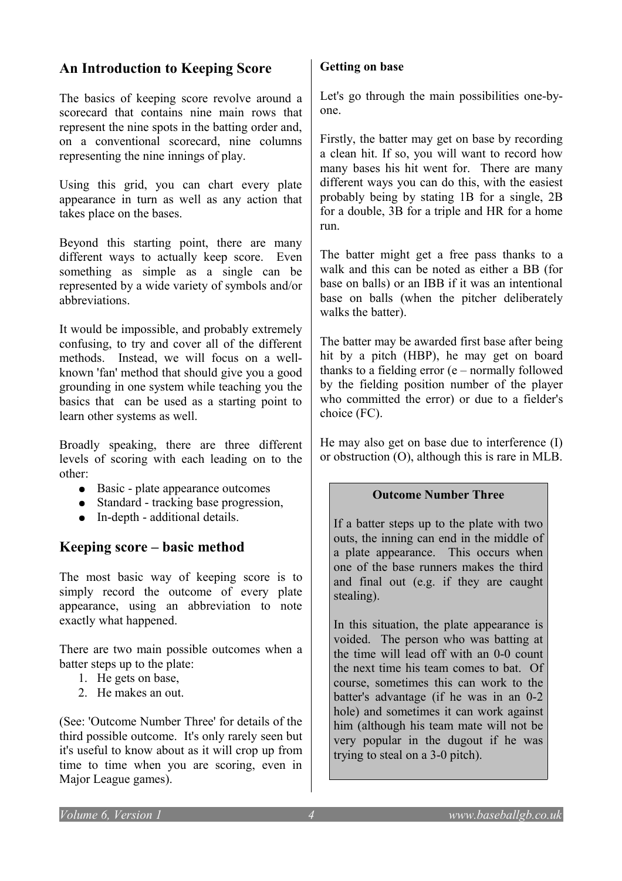## An Introduction to Keeping Score

The basics of keeping score revolve around a scorecard that contains nine main rows that represent the nine spots in the batting order and, on a conventional scorecard, nine columns representing the nine innings of play.

Using this grid, you can chart every plate appearance in turn as well as any action that takes place on the bases.

Beyond this starting point, there are many different ways to actually keep score. Even something as simple as a single can be represented by a wide variety of symbols and/or abbreviations.

It would be impossible, and probably extremely confusing, to try and cover all of the different methods. Instead, we will focus on a well-known 'fan' method that should give you a good grounding in one system while teaching you the basics that can be used as a starting point to learn other systems as well.

Broadly speaking, there are three different levels of scoring with each leading on to the other:

- Basic - plate appearance outcomes
- Standard - tracking base progression,
- In-depth - additional details.

## Keeping score – basic method

The most basic way of keeping score is to simply record the outcome of every plate appearance, using an abbreviation to note exactly what happened.

There are two main possible outcomes when a batter steps up to the plate:

1. He gets on base,
2. He makes an out.

(See: 'Outcome Number Three' for details of the third possible outcome. It's only rarely seen but it's useful to know about as it will crop up from time to time when you are scoring, even in Major League games).

**Getting on base**

Let's go through the main possibilities one-by-one.

Firstly, the batter may get on base by recording a clean hit. If so, you will want to record how many bases his hit went for. There are many different ways you can do this, with the easiest probably being by stating 1B for a single, 2B for a double, 3B for a triple and HR for a home run.

The batter might get a free pass thanks to a walk and this can be noted as either a BB (for base on balls) or an IBB if it was an intentional base on balls (when the pitcher deliberately walks the batter).

The batter may be awarded first base after being hit by a pitch (HBP), he may get on board thanks to a fielding error (e – normally followed by the fielding position number of the player who committed the error) or due to a fielder's choice (FC).

He may also get on base due to interference (I) or obstruction (O), although this is rare in MLB.

> **Outcome Number Three**
>
> If a batter steps up to the plate with two outs, the inning can end in the middle of a plate appearance. This occurs when one of the base runners makes the third and final out (e.g. if they are caught stealing).
>
> In this situation, the plate appearance is voided. The person who was batting at the time will lead off with an 0-0 count the next time his team comes to bat. Of course, sometimes this can work to the batter's advantage (if he was in an 0-2 hole) and sometimes it can work against him (although his team mate will not be very popular in the dugout if he was trying to steal on a 3-0 pitch).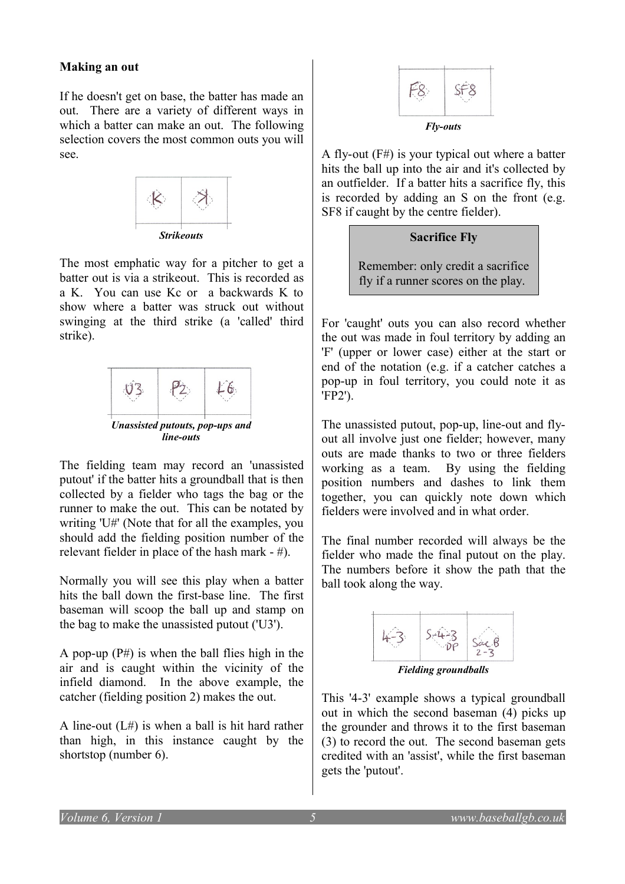**Making an out**

If he doesn't get on base, the batter has made an out. There are a variety of different ways in which a batter can make an out. The following selection covers the most common outs you will see.

***Strikeouts***

The most emphatic way for a pitcher to get a batter out is via a strikeout. This is recorded as a K. You can use Kc or a backwards K to show where a batter was struck out without swinging at the third strike (a 'called' third strike).

***Unassisted putouts, pop-ups and line-outs***

The fielding team may record an 'unassisted putout' if the batter hits a groundball that is then collected by a fielder who tags the bag or the runner to make the out. This can be notated by writing 'U#' (Note that for all the examples, you should add the fielding position number of the relevant fielder in place of the hash mark - #).

Normally you will see this play when a batter hits the ball down the first-base line. The first baseman will scoop the ball up and stamp on the bag to make the unassisted putout ('U3').

A pop-up (P#) is when the ball flies high in the air and is caught within the vicinity of the infield diamond. In the above example, the catcher (fielding position 2) makes the out.

A line-out (L#) is when a ball is hit hard rather than high, in this instance caught by the shortstop (number 6).

***Fly-outs***

A fly-out (F#) is your typical out where a batter hits the ball up into the air and it's collected by an outfielder. If a batter hits a sacrifice fly, this is recorded by adding an S on the front (e.g. SF8 if caught by the centre fielder).

> **Sacrifice Fly**
>
> Remember: only credit a sacrifice fly if a runner scores on the play.

For 'caught' outs you can also record whether the out was made in foul territory by adding an 'F' (upper or lower case) either at the start or end of the notation (e.g. if a catcher catches a pop-up in foul territory, you could note it as 'FP2').

The unassisted putout, pop-up, line-out and fly-out all involve just one fielder; however, many outs are made thanks to two or three fielders working as a team. By using the fielding position numbers and dashes to link them together, you can quickly note down which fielders were involved and in what order.

The final number recorded will always be the fielder who made the final putout on the play. The numbers before it show the path that the ball took along the way.

***Fielding groundballs***

This '4-3' example shows a typical groundball out in which the second baseman (4) picks up the grounder and throws it to the first baseman (3) to record the out. The second baseman gets credited with an 'assist', while the first baseman gets the 'putout'.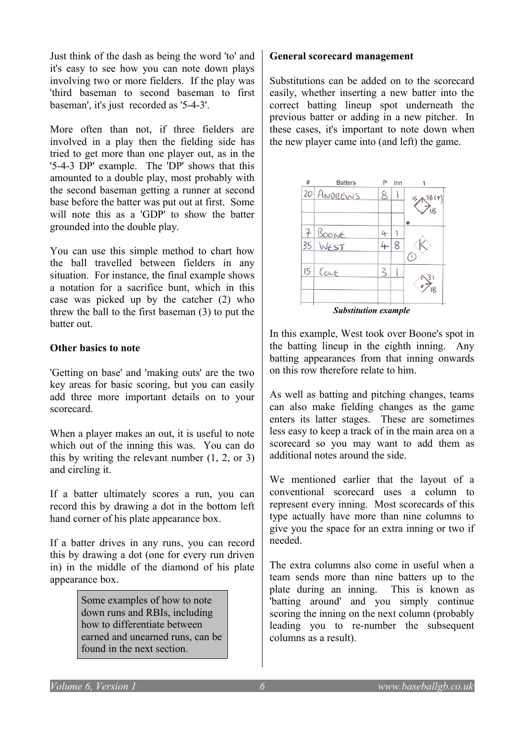Just think of the dash as being the word 'to' and it's easy to see how you can note down plays involving two or more fielders. If the play was 'third baseman to second baseman to first baseman', it's just recorded as '5-4-3'.

More often than not, if three fielders are involved in a play then the fielding side has tried to get more than one player out, as in the '5-4-3 DP' example. The 'DP' shows that this amounted to a double play, most probably with the second baseman getting a runner at second base before the batter was put out at first. Some will note this as a 'GDP' to show the batter grounded into the double play.

You can use this simple method to chart how the ball travelled between fielders in any situation. For instance, the final example shows a notation for a sacrifice bunt, which in this case was picked up by the catcher (2) who threw the ball to the first baseman (3) to put the batter out.

**Other basics to note**

'Getting on base' and 'making outs' are the two key areas for basic scoring, but you can easily add three more important details on to your scorecard.

When a player makes an out, it is useful to note which out of the inning this was. You can do this by writing the relevant number (1, 2, or 3) and circling it.

If a batter ultimately scores a run, you can record this by drawing a dot in the bottom left hand corner of his plate appearance box.

If a batter drives in any runs, you can record this by drawing a dot (one for every run driven in) in the middle of the diamond of his plate appearance box.

> Some examples of how to note down runs and RBIs, including how to differentiate between earned and unearned runs, can be found in the next section.

**General scorecard management**

Substitutions can be added on to the scorecard easily, whether inserting a new batter into the correct batting lineup spot underneath the previous batter or adding in a new pitcher. In these cases, it's important to note down when the new player came into (and left) the game.

| # | Batters | P | Inn | 1 |
|---|---|---|---|---|
| 20 | ANDREWS | 8 | 1 | 1S, SB (7), 1B |
| | | | | |
| 7 | BOONE | 4 | 1 | K, ① |
| 35 | WEST | 4 | 8 | |
| | | | | |
| 15 | COLE | 3 | 1 | 31, 1B |
| | | | | |

*Substitution example*

In this example, West took over Boone's spot in the batting lineup in the eighth inning. Any batting appearances from that inning onwards on this row therefore relate to him.

As well as batting and pitching changes, teams can also make fielding changes as the game enters its latter stages. These are sometimes less easy to keep a track of in the main area on a scorecard so you may want to add them as additional notes around the side.

We mentioned earlier that the layout of a conventional scorecard uses a column to represent every inning. Most scorecards of this type actually have more than nine columns to give you the space for an extra inning or two if needed.

The extra columns also come in useful when a team sends more than nine batters up to the plate during an inning. This is known as 'batting around' and you simply continue scoring the inning on the next column (probably leading you to re-number the subsequent columns as a result).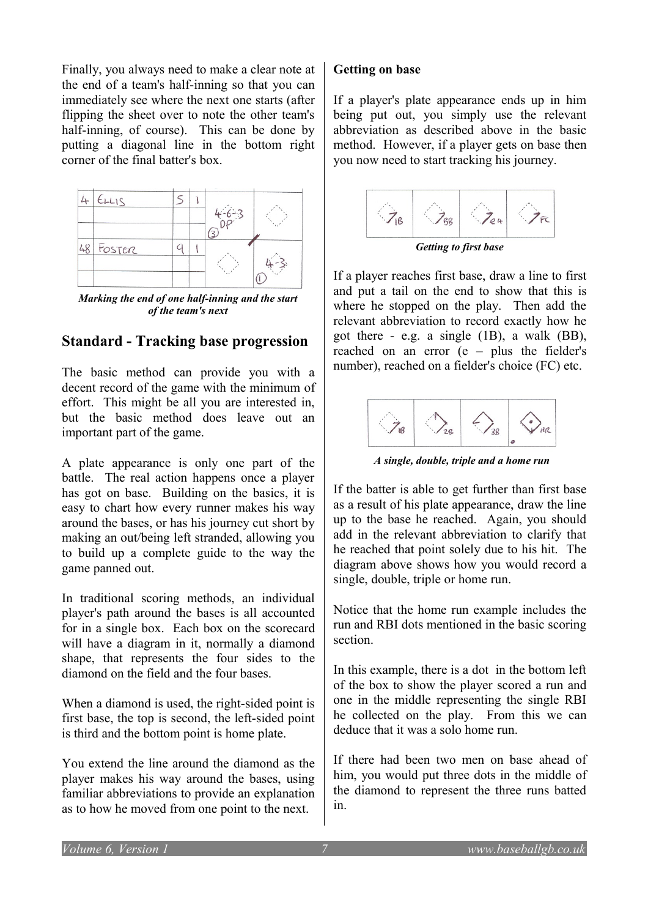Finally, you always need to make a clear note at the end of a team's half-inning so that you can immediately see where the next one starts (after flipping the sheet over to note the other team's half-inning, of course). This can be done by putting a diagonal line in the bottom right corner of the final batter's box.

*Marking the end of one half-inning and the start of the team's next*

## Standard - Tracking base progression

The basic method can provide you with a decent record of the game with the minimum of effort. This might be all you are interested in, but the basic method does leave out an important part of the game.

A plate appearance is only one part of the battle. The real action happens once a player has got on base. Building on the basics, it is easy to chart how every runner makes his way around the bases, or has his journey cut short by making an out/being left stranded, allowing you to build up a complete guide to the way the game panned out.

In traditional scoring methods, an individual player's path around the bases is all accounted for in a single box. Each box on the scorecard will have a diagram in it, normally a diamond shape, that represents the four sides to the diamond on the field and the four bases.

When a diamond is used, the right-sided point is first base, the top is second, the left-sided point is third and the bottom point is home plate.

You extend the line around the diamond as the player makes his way around the bases, using familiar abbreviations to provide an explanation as to how he moved from one point to the next.

**Getting on base**

If a player's plate appearance ends up in him being put out, you simply use the relevant abbreviation as described above in the basic method. However, if a player gets on base then you now need to start tracking his journey.

*Getting to first base*

If a player reaches first base, draw a line to first and put a tail on the end to show that this is where he stopped on the play. Then add the relevant abbreviation to record exactly how he got there - e.g. a single (1B), a walk (BB), reached on an error (e – plus the fielder's number), reached on a fielder's choice (FC) etc.

*A single, double, triple and a home run*

If the batter is able to get further than first base as a result of his plate appearance, draw the line up to the base he reached. Again, you should add in the relevant abbreviation to clarify that he reached that point solely due to his hit. The diagram above shows how you would record a single, double, triple or home run.

Notice that the home run example includes the run and RBI dots mentioned in the basic scoring section.

In this example, there is a dot in the bottom left of the box to show the player scored a run and one in the middle representing the single RBI he collected on the play. From this we can deduce that it was a solo home run.

If there had been two men on base ahead of him, you would put three dots in the middle of the diamond to represent the three runs batted in.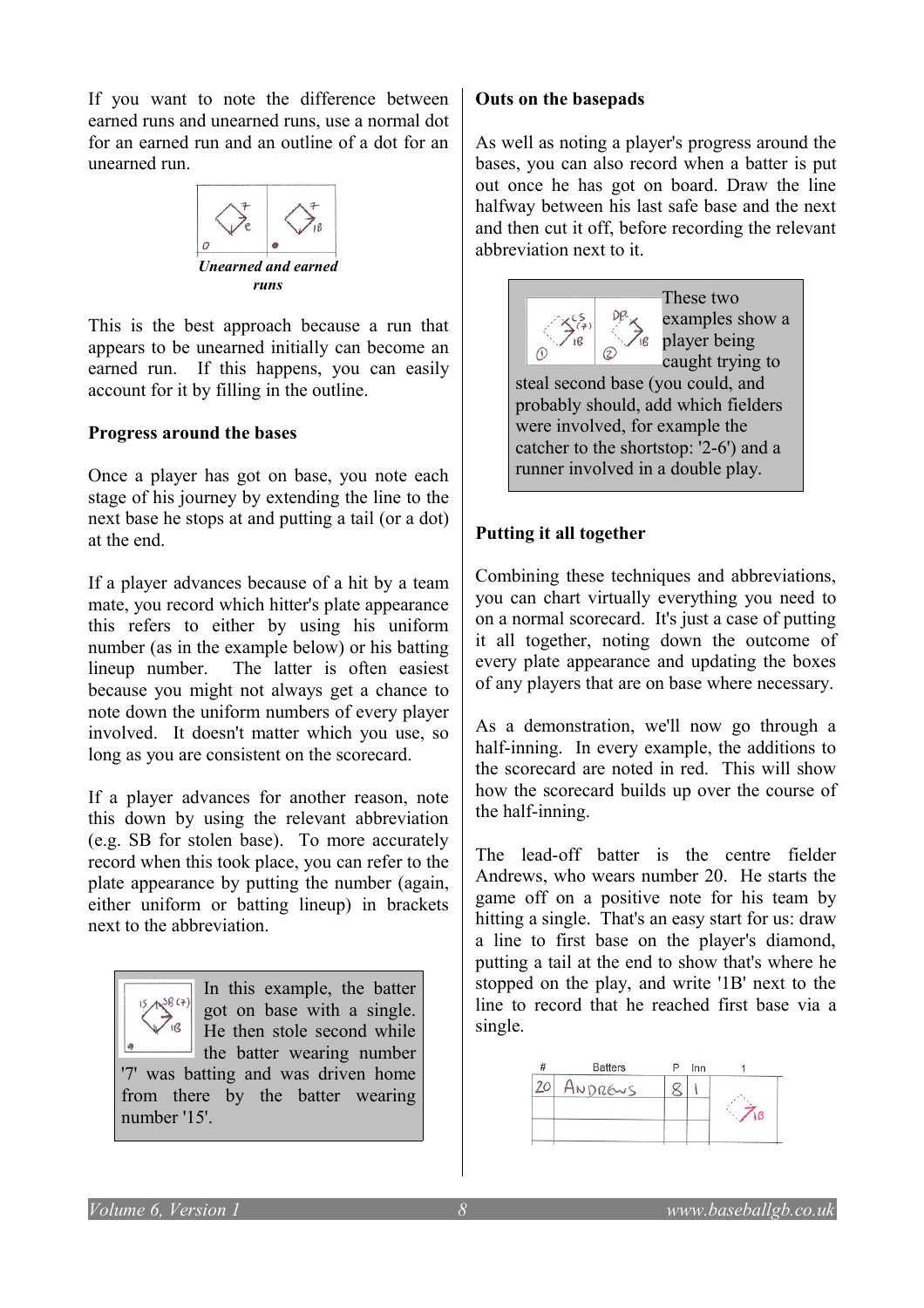If you want to note the difference between earned runs and unearned runs, use a normal dot for an earned run and an outline of a dot for an unearned run.

***Unearned and earned runs***

This is the best approach because a run that appears to be unearned initially can become an earned run. If this happens, you can easily account for it by filling in the outline.

**Progress around the bases**

Once a player has got on base, you note each stage of his journey by extending the line to the next base he stops at and putting a tail (or a dot) at the end.

If a player advances because of a hit by a team mate, you record which hitter's plate appearance this refers to either by using his uniform number (as in the example below) or his batting lineup number. The latter is often easiest because you might not always get a chance to note down the uniform numbers of every player involved. It doesn't matter which you use, so long as you are consistent on the scorecard.

If a player advances for another reason, note this down by using the relevant abbreviation (e.g. SB for stolen base). To more accurately record when this took place, you can refer to the plate appearance by putting the number (again, either uniform or batting lineup) in brackets next to the abbreviation.

In this example, the batter got on base with a single. He then stole second while the batter wearing number '7' was batting and was driven home from there by the batter wearing number '15'.

**Outs on the basepads**

As well as noting a player's progress around the bases, you can also record when a batter is put out once he has got on board. Draw the line halfway between his last safe base and the next and then cut it off, before recording the relevant abbreviation next to it.

These two examples show a player being caught trying to steal second base (you could, and probably should, add which fielders were involved, for example the catcher to the shortstop: '2-6') and a runner involved in a double play.

**Putting it all together**

Combining these techniques and abbreviations, you can chart virtually everything you need to on a normal scorecard. It's just a case of putting it all together, noting down the outcome of every plate appearance and updating the boxes of any players that are on base where necessary.

As a demonstration, we'll now go through a half-inning. In every example, the additions to the scorecard are noted in red. This will show how the scorecard builds up over the course of the half-inning.

The lead-off batter is the centre fielder Andrews, who wears number 20. He starts the game off on a positive note for his team by hitting a single. That's an easy start for us: draw a line to first base on the player's diamond, putting a tail at the end to show that's where he stopped on the play, and write '1B' next to the line to record that he reached first base via a single.

| # | Batters | P | Inn | 1 |
|---|---|---|---|---|
| 20 | ANDREWS | 8 | 1 | 1B |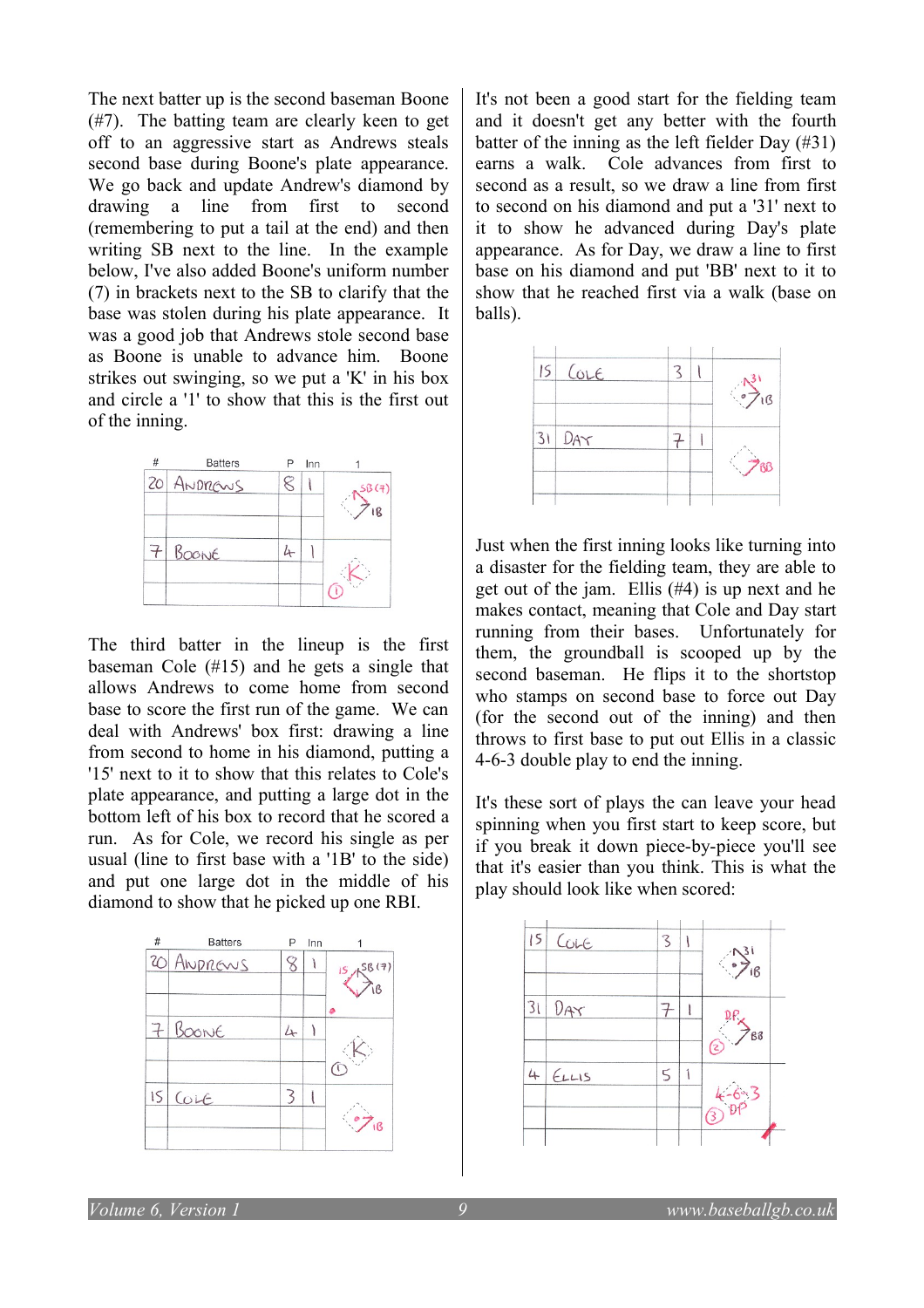The next batter up is the second baseman Boone (#7). The batting team are clearly keen to get off to an aggressive start as Andrews steals second base during Boone's plate appearance. We go back and update Andrew's diamond by drawing a line from first to second (remembering to put a tail at the end) and then writing SB next to the line. In the example below, I've also added Boone's uniform number (7) in brackets next to the SB to clarify that the base was stolen during his plate appearance. It was a good job that Andrews stole second base as Boone is unable to advance him. Boone strikes out swinging, so we put a 'K' in his box and circle a '1' to show that this is the first out of the inning.

| # | Batters | P | Inn | 1 |
|---|---|---|---|---|
| 20 | ANDREWS | 8 | 1 | SB (7) 1B |
| 7 | BOONE | 4 | 1 | K ① |

The third batter in the lineup is the first baseman Cole (#15) and he gets a single that allows Andrews to come home from second base to score the first run of the game. We can deal with Andrews' box first: drawing a line from second to home in his diamond, putting a '15' next to it to show that this relates to Cole's plate appearance, and putting a large dot in the bottom left of his box to record that he scored a run. As for Cole, we record his single as per usual (line to first base with a '1B' to the side) and put one large dot in the middle of his diamond to show that he picked up one RBI.

| # | Batters | P | Inn | 1 |
|---|---|---|---|---|
| 20 | ANDREWS | 8 | 1 | 15 SB (7) 1B • |
| 7 | BOONE | 4 | 1 | K ① |
| 15 | COLE | 3 | 1 | • 1B |

It's not been a good start for the fielding team and it doesn't get any better with the fourth batter of the inning as the left fielder Day (#31) earns a walk. Cole advances from first to second as a result, so we draw a line from first to second on his diamond and put a '31' next to it to show he advanced during Day's plate appearance. As for Day, we draw a line to first base on his diamond and put 'BB' next to it to show that he reached first via a walk (base on balls).

| # | Batters | P | Inn | 1 |
|---|---|---|---|---|
| 15 | COLE | 3 | 1 | 31 • 1B |
| 31 | DAY | 7 | 1 | BB |

Just when the first inning looks like turning into a disaster for the fielding team, they are able to get out of the jam. Ellis (#4) is up next and he makes contact, meaning that Cole and Day start running from their bases. Unfortunately for them, the groundball is scooped up by the second baseman. He flips it to the shortstop who stamps on second base to force out Day (for the second out of the inning) and then throws to first base to put out Ellis in a classic 4-6-3 double play to end the inning.

It's these sort of plays the can leave your head spinning when you first start to keep score, but if you break it down piece-by-piece you'll see that it's easier than you think. This is what the play should look like when scored:

| # | Batters | P | Inn | 1 |
|---|---|---|---|---|
| 15 | COLE | 3 | 1 | 31 • 1B |
| 31 | DAY | 7 | 1 | DP BB ② |
| 4 | ELLIS | 5 | 1 | 4-6-3 DP ③ |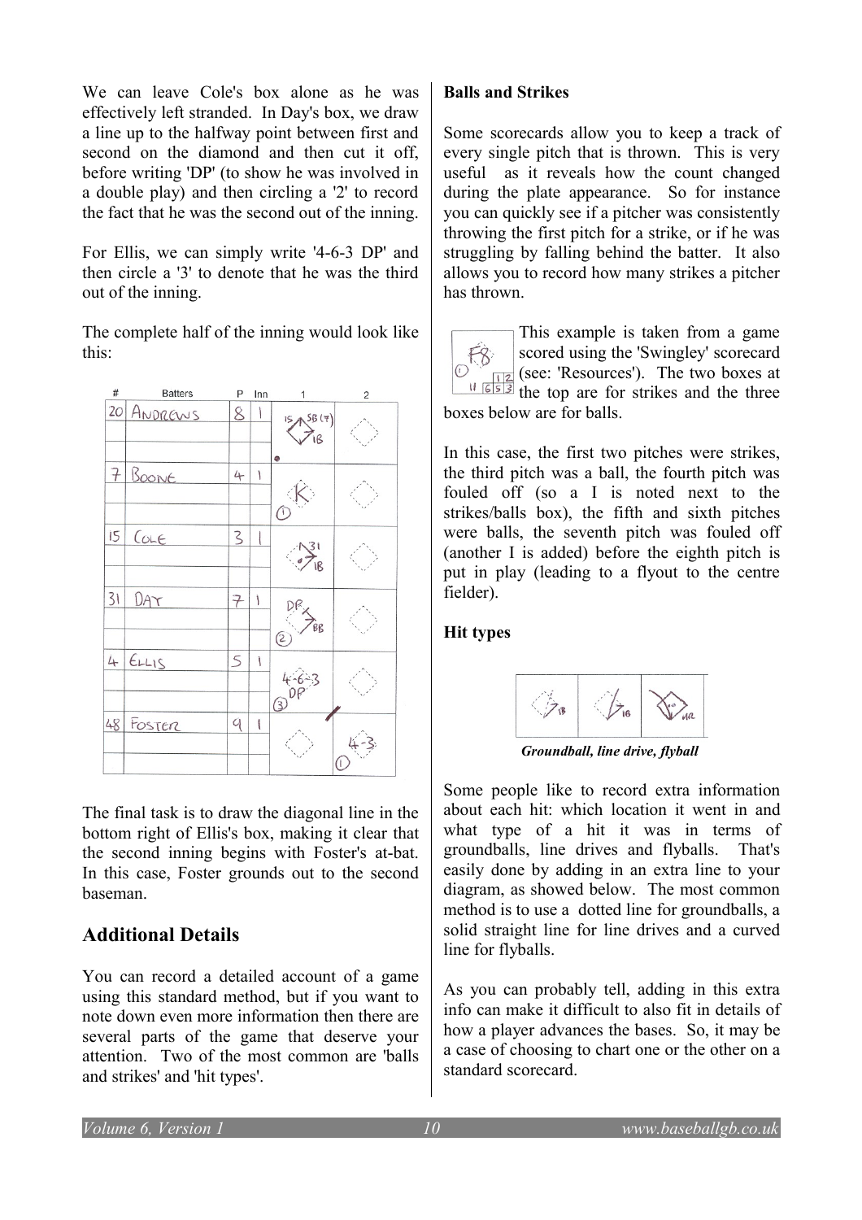We can leave Cole's box alone as he was effectively left stranded. In Day's box, we draw a line up to the halfway point between first and second on the diamond and then cut it off, before writing 'DP' (to show he was involved in a double play) and then circling a '2' to record the fact that he was the second out of the inning.

For Ellis, we can simply write '4-6-3 DP' and then circle a '3' to denote that he was the third out of the inning.

The complete half of the inning would look like this:

| # | Batters | P | Inn | 1 | 2 |
|---|---|---|---|---|---|
| 20 | Andrews | 8 | 1 | 1S, SB (7), 1B | |
| 7 | Boone | 4 | 1 | K ① | |
| 15 | Cole | 3 | 1 | 31, 1B | |
| 31 | Day | 7 | 1 | DP, BB ② | |
| 4 | Ellis | 5 | 1 | 4-6-3 DP ③ | |
| 48 | Foster | 9 | 1 | | 4-3 ① |

The final task is to draw the diagonal line in the bottom right of Ellis's box, making it clear that the second inning begins with Foster's at-bat. In this case, Foster grounds out to the second baseman.

## Additional Details

You can record a detailed account of a game using this standard method, but if you want to note down even more information then there are several parts of the game that deserve your attention. Two of the most common are 'balls and strikes' and 'hit types'.

**Balls and Strikes**

Some scorecards allow you to keep a track of every single pitch that is thrown. This is very useful as it reveals how the count changed during the plate appearance. So for instance you can quickly see if a pitcher was consistently throwing the first pitch for a strike, or if he was struggling by falling behind the batter. It also allows you to record how many strikes a pitcher has thrown.

This example is taken from a game scored using the 'Swingley' scorecard (see: 'Resources'). The two boxes at the top are for strikes and the three boxes below are for balls.

In this case, the first two pitches were strikes, the third pitch was a ball, the fourth pitch was fouled off (so a I is noted next to the strikes/balls box), the fifth and sixth pitches were balls, the seventh pitch was fouled off (another I is added) before the eighth pitch is put in play (leading to a flyout to the centre fielder).

**Hit types**

*Groundball, line drive, flyball*

Some people like to record extra information about each hit: which location it went in and what type of a hit it was in terms of groundballs, line drives and flyballs. That's easily done by adding in an extra line to your diagram, as showed below. The most common method is to use a dotted line for groundballs, a solid straight line for line drives and a curved line for flyballs.

As you can probably tell, adding in this extra info can make it difficult to also fit in details of how a player advances the bases. So, it may be a case of choosing to chart one or the other on a standard scorecard.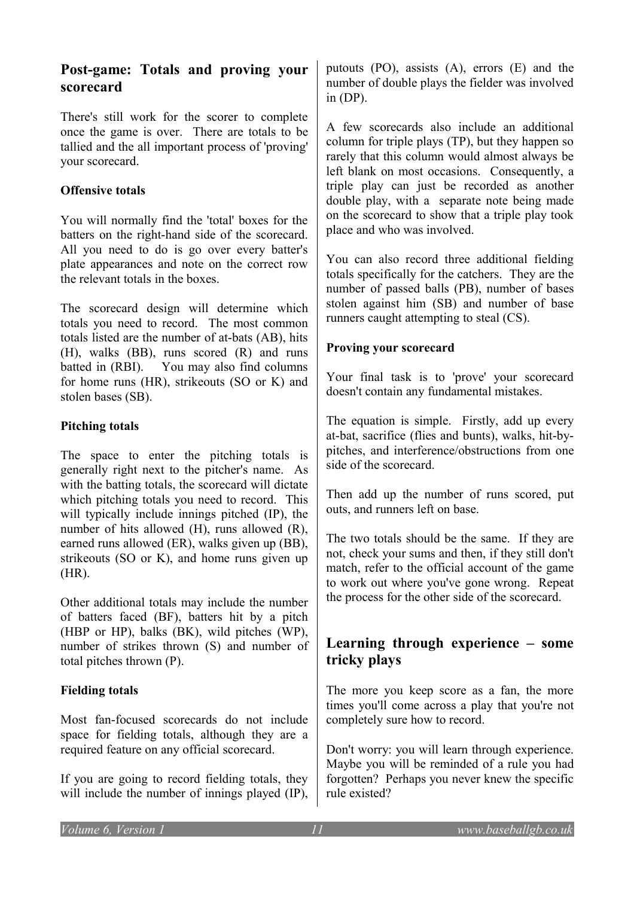## Post-game: Totals and proving your scorecard

There's still work for the scorer to complete once the game is over. There are totals to be tallied and the all important process of 'proving' your scorecard.

### Offensive totals

You will normally find the 'total' boxes for the batters on the right-hand side of the scorecard. All you need to do is go over every batter's plate appearances and note on the correct row the relevant totals in the boxes.

The scorecard design will determine which totals you need to record. The most common totals listed are the number of at-bats (AB), hits (H), walks (BB), runs scored (R) and runs batted in (RBI). You may also find columns for home runs (HR), strikeouts (SO or K) and stolen bases (SB).

### Pitching totals

The space to enter the pitching totals is generally right next to the pitcher's name. As with the batting totals, the scorecard will dictate which pitching totals you need to record. This will typically include innings pitched (IP), the number of hits allowed (H), runs allowed (R), earned runs allowed (ER), walks given up (BB), strikeouts (SO or K), and home runs given up (HR).

Other additional totals may include the number of batters faced (BF), batters hit by a pitch (HBP or HP), balks (BK), wild pitches (WP), number of strikes thrown (S) and number of total pitches thrown (P).

### Fielding totals

Most fan-focused scorecards do not include space for fielding totals, although they are a required feature on any official scorecard.

If you are going to record fielding totals, they will include the number of innings played (IP), putouts (PO), assists (A), errors (E) and the number of double plays the fielder was involved in (DP).

A few scorecards also include an additional column for triple plays (TP), but they happen so rarely that this column would almost always be left blank on most occasions. Consequently, a triple play can just be recorded as another double play, with a separate note being made on the scorecard to show that a triple play took place and who was involved.

You can also record three additional fielding totals specifically for the catchers. They are the number of passed balls (PB), number of bases stolen against him (SB) and number of base runners caught attempting to steal (CS).

### Proving your scorecard

Your final task is to 'prove' your scorecard doesn't contain any fundamental mistakes.

The equation is simple. Firstly, add up every at-bat, sacrifice (flies and bunts), walks, hit-by-pitches, and interference/obstructions from one side of the scorecard.

Then add up the number of runs scored, put outs, and runners left on base.

The two totals should be the same. If they are not, check your sums and then, if they still don't match, refer to the official account of the game to work out where you've gone wrong. Repeat the process for the other side of the scorecard.

## Learning through experience – some tricky plays

The more you keep score as a fan, the more times you'll come across a play that you're not completely sure how to record.

Don't worry: you will learn through experience. Maybe you will be reminded of a rule you had forgotten? Perhaps you never knew the specific rule existed?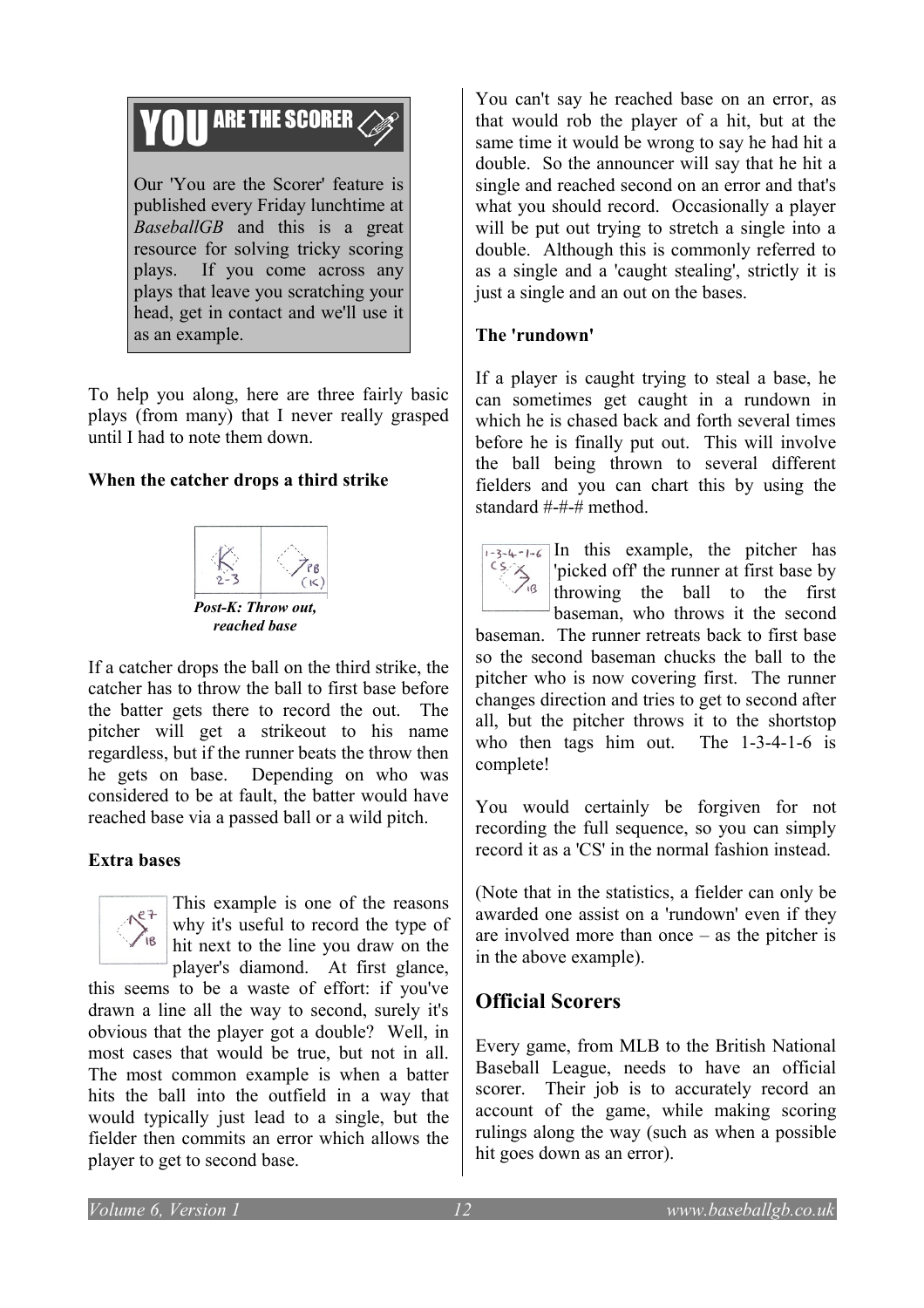**YOU ARE THE SCORER**

Our 'You are the Scorer' feature is published every Friday lunchtime at *BaseballGB* and this is a great resource for solving tricky scoring plays. If you come across any plays that leave you scratching your head, get in contact and we'll use it as an example.

To help you along, here are three fairly basic plays (from many) that I never really grasped until I had to note them down.

**When the catcher drops a third strike**

*Post-K: Throw out, reached base*

If a catcher drops the ball on the third strike, the catcher has to throw the ball to first base before the batter gets there to record the out. The pitcher will get a strikeout to his name regardless, but if the runner beats the throw then he gets on base. Depending on who was considered to be at fault, the batter would have reached base via a passed ball or a wild pitch.

**Extra bases**

This example is one of the reasons why it's useful to record the type of hit next to the line you draw on the player's diamond. At first glance, this seems to be a waste of effort: if you've drawn a line all the way to second, surely it's obvious that the player got a double? Well, in most cases that would be true, but not in all. The most common example is when a batter hits the ball into the outfield in a way that would typically just lead to a single, but the fielder then commits an error which allows the player to get to second base.

You can't say he reached base on an error, as that would rob the player of a hit, but at the same time it would be wrong to say he had hit a double. So the announcer will say that he hit a single and reached second on an error and that's what you should record. Occasionally a player will be put out trying to stretch a single into a double. Although this is commonly referred to as a single and a 'caught stealing', strictly it is just a single and an out on the bases.

**The 'rundown'**

If a player is caught trying to steal a base, he can sometimes get caught in a rundown in which he is chased back and forth several times before he is finally put out. This will involve the ball being thrown to several different fielders and you can chart this by using the standard #-#-# method.

In this example, the pitcher has 'picked off' the runner at first base by throwing the ball to the first baseman, who throws it the second baseman. The runner retreats back to first base so the second baseman chucks the ball to the pitcher who is now covering first. The runner changes direction and tries to get to second after all, but the pitcher throws it to the shortstop who then tags him out. The 1-3-4-1-6 is complete!

You would certainly be forgiven for not recording the full sequence, so you can simply record it as a 'CS' in the normal fashion instead.

(Note that in the statistics, a fielder can only be awarded one assist on a 'rundown' even if they are involved more than once – as the pitcher is in the above example).

## Official Scorers

Every game, from MLB to the British National Baseball League, needs to have an official scorer. Their job is to accurately record an account of the game, while making scoring rulings along the way (such as when a possible hit goes down as an error).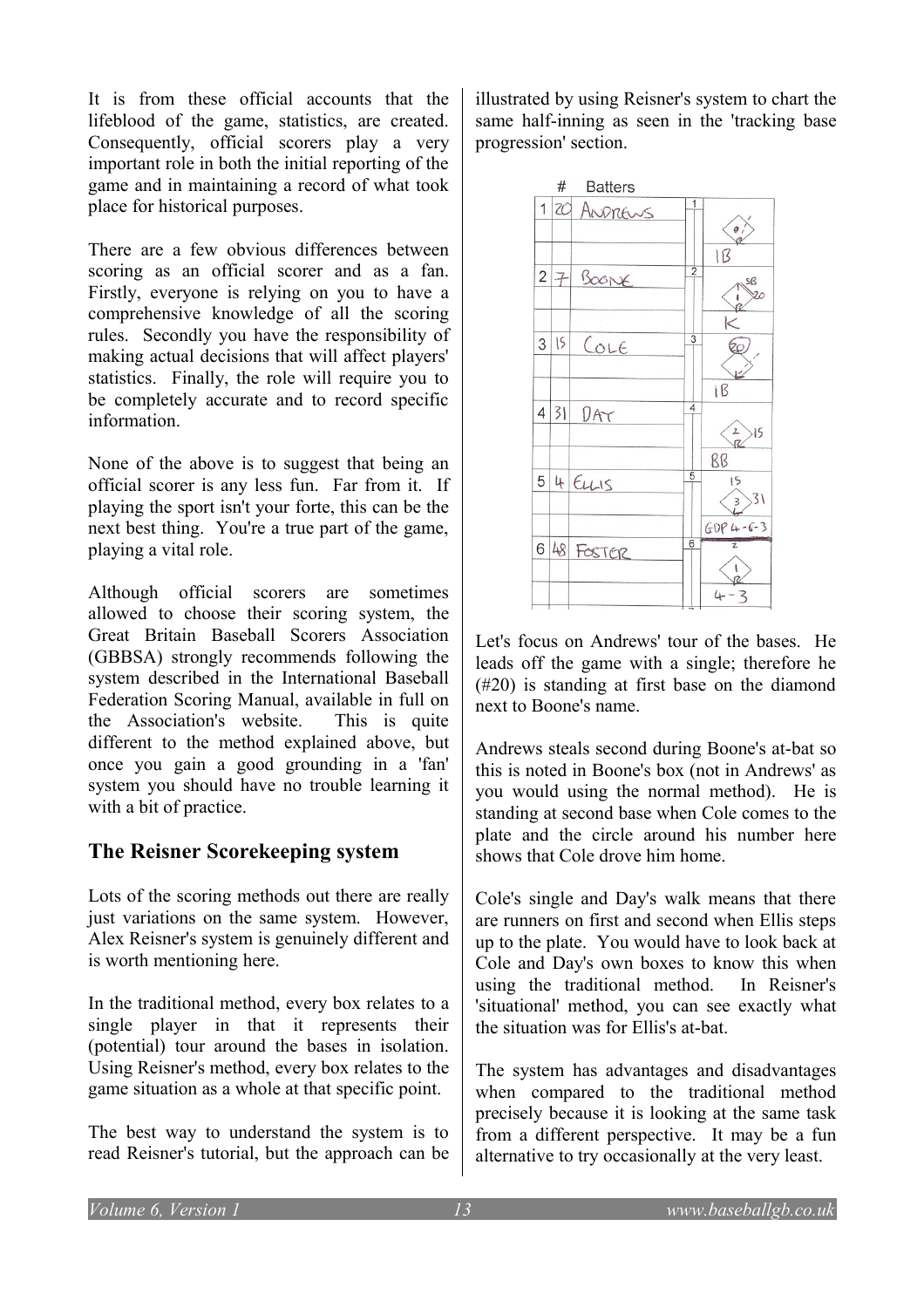It is from these official accounts that the lifeblood of the game, statistics, are created. Consequently, official scorers play a very important role in both the initial reporting of the game and in maintaining a record of what took place for historical purposes.

There are a few obvious differences between scoring as an official scorer and as a fan. Firstly, everyone is relying on you to have a comprehensive knowledge of all the scoring rules. Secondly you have the responsibility of making actual decisions that will affect players' statistics. Finally, the role will require you to be completely accurate and to record specific information.

None of the above is to suggest that being an official scorer is any less fun. Far from it. If playing the sport isn't your forte, this can be the next best thing. You're a true part of the game, playing a vital role.

Although official scorers are sometimes allowed to choose their scoring system, the Great Britain Baseball Scorers Association (GBBSA) strongly recommends following the system described in the International Baseball Federation Scoring Manual, available in full on the Association's website. This is quite different to the method explained above, but once you gain a good grounding in a 'fan' system you should have no trouble learning it with a bit of practice.

## The Reisner Scorekeeping system

Lots of the scoring methods out there are really just variations on the same system. However, Alex Reisner's system is genuinely different and is worth mentioning here.

In the traditional method, every box relates to a single player in that it represents their (potential) tour around the bases in isolation. Using Reisner's method, every box relates to the game situation as a whole at that specific point.

The best way to understand the system is to read Reisner's tutorial, but the approach can be illustrated by using Reisner's system to chart the same half-inning as seen in the 'tracking base progression' section.

| # | | Batters | 1 |
|---|---|---|---|
| 1 | 20 | ANDREWS | 1B |
| 2 | 7 | BOONE | SB 20, K |
| 3 | 15 | COLE | (20), 1B |
| 4 | 31 | DAY | 15, BB |
| 5 | 4 | ELLIS | 15, 31, GDP 4-6-3 |
| 6 | 48 | FOSTER | 4-3 |

Let's focus on Andrews' tour of the bases. He leads off the game with a single; therefore he (#20) is standing at first base on the diamond next to Boone's name.

Andrews steals second during Boone's at-bat so this is noted in Boone's box (not in Andrews' as you would using the normal method). He is standing at second base when Cole comes to the plate and the circle around his number here shows that Cole drove him home.

Cole's single and Day's walk means that there are runners on first and second when Ellis steps up to the plate. You would have to look back at Cole and Day's own boxes to know this when using the traditional method. In Reisner's 'situational' method, you can see exactly what the situation was for Ellis's at-bat.

The system has advantages and disadvantages when compared to the traditional method precisely because it is looking at the same task from a different perspective. It may be a fun alternative to try occasionally at the very least.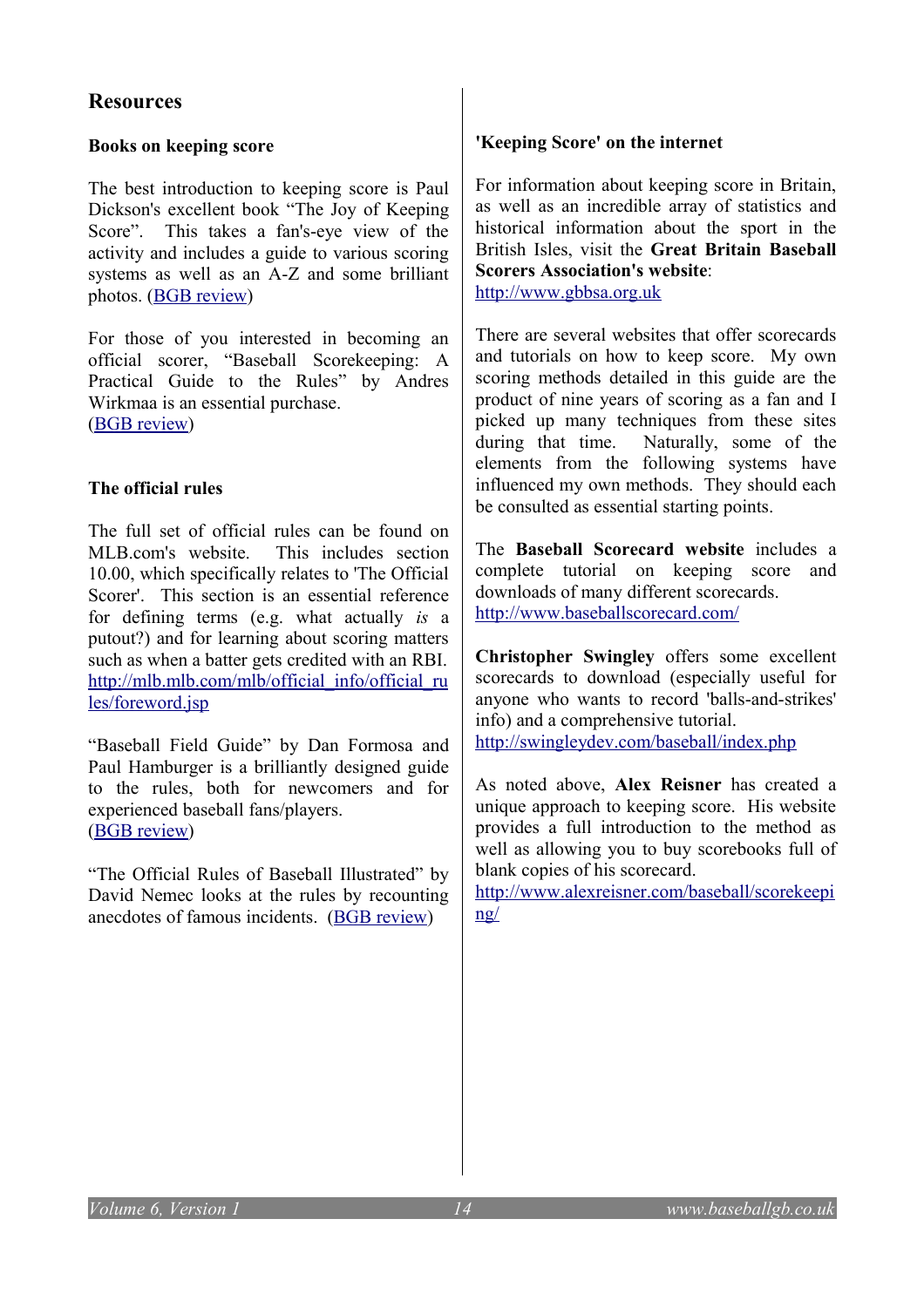## Resources

### Books on keeping score

The best introduction to keeping score is Paul Dickson's excellent book "The Joy of Keeping Score". This takes a fan's-eye view of the activity and includes a guide to various scoring systems as well as an A-Z and some brilliant photos. (BGB review)

For those of you interested in becoming an official scorer, "Baseball Scorekeeping: A Practical Guide to the Rules" by Andres Wirkmaa is an essential purchase.
(BGB review)

### The official rules

The full set of official rules can be found on MLB.com's website. This includes section 10.00, which specifically relates to 'The Official Scorer'. This section is an essential reference for defining terms (e.g. what actually *is* a putout?) and for learning about scoring matters such as when a batter gets credited with an RBI.
http://mlb.mlb.com/mlb/official_info/official_rules/foreword.jsp

"Baseball Field Guide" by Dan Formosa and Paul Hamburger is a brilliantly designed guide to the rules, both for newcomers and for experienced baseball fans/players.
(BGB review)

"The Official Rules of Baseball Illustrated" by David Nemec looks at the rules by recounting anecdotes of famous incidents. (BGB review)

### 'Keeping Score' on the internet

For information about keeping score in Britain, as well as an incredible array of statistics and historical information about the sport in the British Isles, visit the **Great Britain Baseball Scorers Association's website**:
http://www.gbbsa.org.uk

There are several websites that offer scorecards and tutorials on how to keep score. My own scoring methods detailed in this guide are the product of nine years of scoring as a fan and I picked up many techniques from these sites during that time. Naturally, some of the elements from the following systems have influenced my own methods. They should each be consulted as essential starting points.

The **Baseball Scorecard website** includes a complete tutorial on keeping score and downloads of many different scorecards.
http://www.baseballscorecard.com/

**Christopher Swingley** offers some excellent scorecards to download (especially useful for anyone who wants to record 'balls-and-strikes' info) and a comprehensive tutorial.
http://swingleydev.com/baseball/index.php

As noted above, **Alex Reisner** has created a unique approach to keeping score. His website provides a full introduction to the method as well as allowing you to buy scorebooks full of blank copies of his scorecard.
http://www.alexreisner.com/baseball/scorekeeping/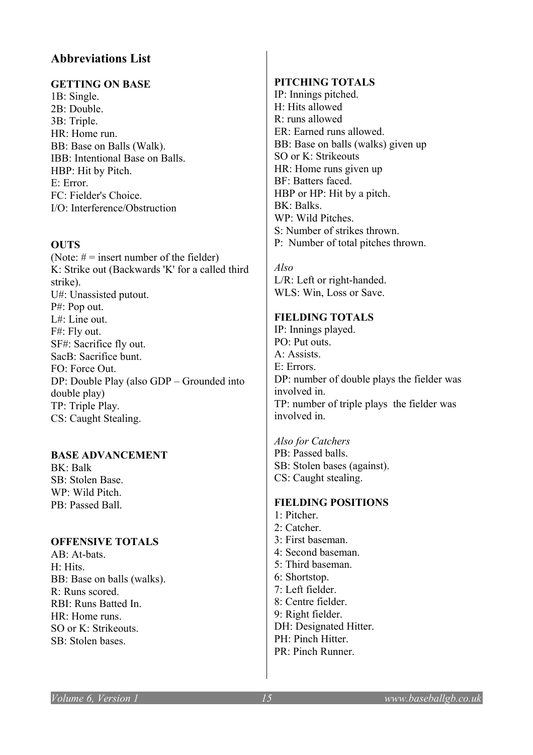## Abbreviations List

**GETTING ON BASE**

1B: Single.
2B: Double.
3B: Triple.
HR: Home run.
BB: Base on Balls (Walk).
IBB: Intentional Base on Balls.
HBP: Hit by Pitch.
E: Error.
FC: Fielder's Choice.
I/O: Interference/Obstruction

**OUTS**

(Note: # = insert number of the fielder)
K: Strike out (Backwards 'K' for a called third strike).
U#: Unassisted putout.
P#: Pop out.
L#: Line out.
F#: Fly out.
SF#: Sacrifice fly out.
SacB: Sacrifice bunt.
FO: Force Out.
DP: Double Play (also GDP – Grounded into double play)
TP: Triple Play.
CS: Caught Stealing.

**BASE ADVANCEMENT**

BK: Balk
SB: Stolen Base.
WP: Wild Pitch.
PB: Passed Ball.

**OFFENSIVE TOTALS**

AB: At-bats.
H: Hits.
BB: Base on balls (walks).
R: Runs scored.
RBI: Runs Batted In.
HR: Home runs.
SO or K: Strikeouts.
SB: Stolen bases.

**PITCHING TOTALS**

IP: Innings pitched.
H: Hits allowed
R: runs allowed
ER: Earned runs allowed.
BB: Base on balls (walks) given up
SO or K: Strikeouts
HR: Home runs given up
BF: Batters faced.
HBP or HP: Hit by a pitch.
BK: Balks.
WP: Wild Pitches.
S: Number of strikes thrown.
P: Number of total pitches thrown.

*Also*

L/R: Left or right-handed.
WLS: Win, Loss or Save.

**FIELDING TOTALS**

IP: Innings played.
PO: Put outs.
A: Assists.
E: Errors.
DP: number of double plays the fielder was involved in.
TP: number of triple plays the fielder was involved in.

*Also for Catchers*

PB: Passed balls.
SB: Stolen bases (against).
CS: Caught stealing.

**FIELDING POSITIONS**

1: Pitcher.
2: Catcher.
3: First baseman.
4: Second baseman.
5: Third baseman.
6: Shortstop.
7: Left fielder.
8: Centre fielder.
9: Right fielder.
DH: Designated Hitter.
PH: Pinch Hitter.
PR: Pinch Runner.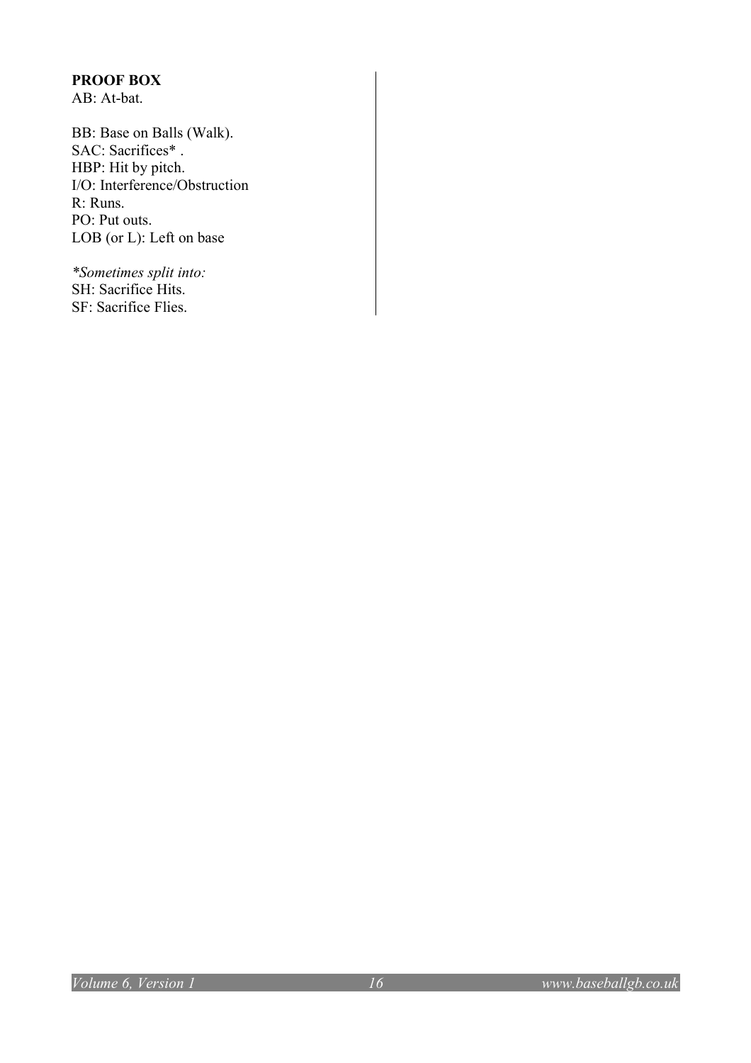**PROOF BOX**

AB: At-bat.

BB: Base on Balls (Walk).
SAC: Sacrifices* .
HBP: Hit by pitch.
I/O: Interference/Obstruction
R: Runs.
PO: Put outs.
LOB (or L): Left on base

*\*Sometimes split into:*
SH: Sacrifice Hits.
SF: Sacrifice Flies.